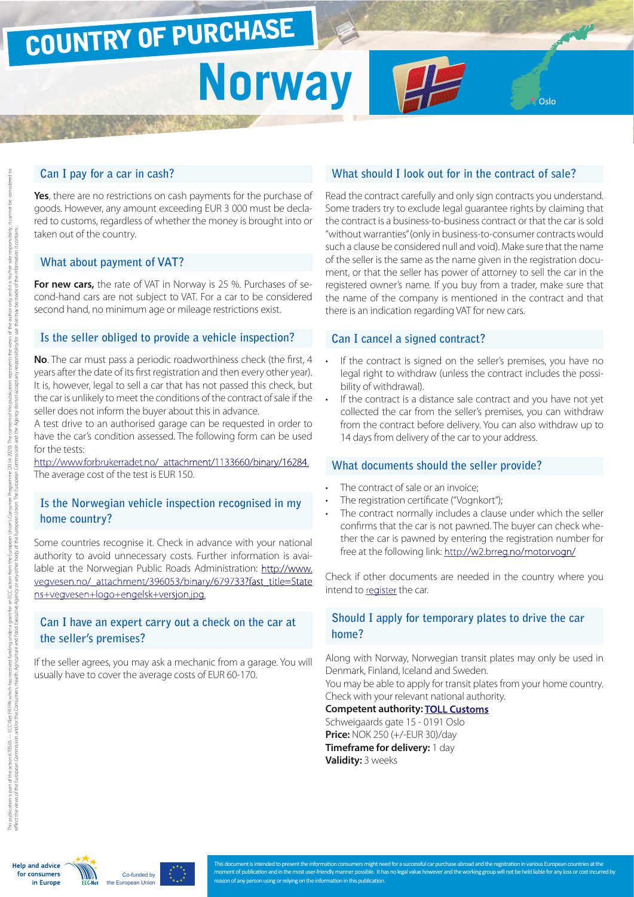# COUNTRY OF PURCHASE

# Norway

Oslo

## Can I pay for a car in cash?

**Yes**, there are no restrictions on cash payments for the purchase of goods. However, any amount exceeding EUR 3 000 must be declared to customs, regardless of whether the money is brought into or taken out of the country.

## What about payment of VAT?

**For new cars,** the rate of VAT in Norway is 25 %. Purchases of second-hand cars are not subject to VAT. For a car to be considered second hand, no minimum age or mileage restrictions exist.

## Is the seller obliged to provide a vehicle inspection?

**No**. The car must pass a periodic roadworthiness check (the first, 4 years after the date of its first registration and then every other year). It is, however, legal to sell a car that has not passed this check, but the car is unlikely to meet the conditions of the contract of sale if the seller does not inform the buyer about this in advance.

A test drive to an authorised garage can be requested in order to have the car's condition assessed. The following form can be used for the tests:

http://www.forbrukerradet.no/_attachment/1133660/binary/16284.

The average cost of the test is EUR 150.

## Is the Norwegian vehicle inspection recognised in my home country?

Some countries recognise it. Check in advance with your national authority to avoid unnecessary costs. Further information is available at the Norwegian Public Roads Administration: http://www.vegvesen.no/_attachment/396053/binary/679733?fast_title=Statens+vegvesen+logo+engelsk+versjon.jpg.

## Can I have an expert carry out a check on the car at the seller's premises?

If the seller agrees, you may ask a mechanic from a garage. You will usually have to cover the average costs of EUR 60-170.

## What should I look out for in the contract of sale?

Read the contract carefully and only sign contracts you understand. Some traders try to exclude legal guarantee rights by claiming that the contract is a business-to-business contract or that the car is sold "without warranties" (only in business-to-consumer contracts would such a clause be considered null and void). Make sure that the name of the seller is the same as the name given in the registration document, or that the seller has power of attorney to sell the car in the registered owner's name. If you buy from a trader, make sure that the name of the company is mentioned in the contract and that there is an indication regarding VAT for new cars.

## Can I cancel a signed contract?

- If the contract is signed on the seller's premises, you have no legal right to withdraw (unless the contract includes the possibility of withdrawal).
- If the contract is a distance sale contract and you have not yet collected the car from the seller's premises, you can withdraw from the contract before delivery. You can also withdraw up to 14 days from delivery of the car to your address.

## What documents should the seller provide?

- The contract of sale or an invoice;
- The registration certificate ("Vognkort");
- The contract normally includes a clause under which the seller confirms that the car is not pawned. The buyer can check whether the car is pawned by entering the registration number for free at the following link: http://w2.brreg.no/motorvogn/

Check if other documents are needed in the country where you intend to register the car.

## Should I apply for temporary plates to drive the car home?

Along with Norway, Norwegian transit plates may only be used in Denmark, Finland, Iceland and Sweden.

You may be able to apply for transit plates from your home country. Check with your relevant national authority.

**Competent authority: TOLL Customs**
Schweigaards gate 15 - 0191 Oslo
**Price:** NOK 250 (+/-EUR 30)/day
**Timeframe for delivery:** 1 day
**Validity:** 3 weeks

This document is intended to present the information consumers might need for a successful car purchase abroad and the registration in various European countries at the moment of publication and in the most user-friendly manner possible. It has no legal value however and the working group will not be held liable for any loss or cost incurred by reason of any person using or relying on the information in this publication.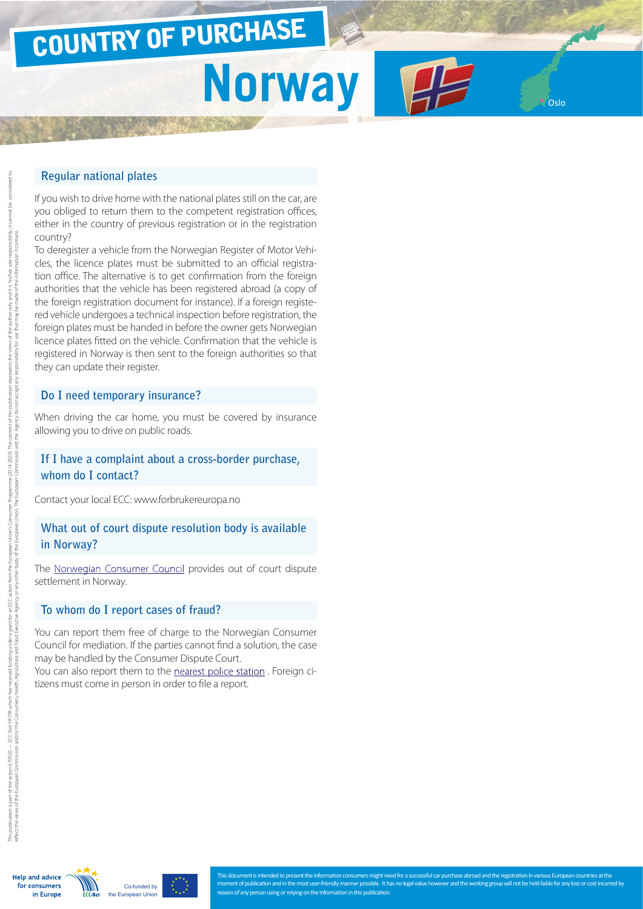# COUNTRY OF PURCHASE

# Norway

Oslo

## Regular national plates

If you wish to drive home with the national plates still on the car, are you obliged to return them to the competent registration offices, either in the country of previous registration or in the registration country?

To deregister a vehicle from the Norwegian Register of Motor Vehicles, the licence plates must be submitted to an official registration office. The alternative is to get confirmation from the foreign authorities that the vehicle has been registered abroad (a copy of the foreign registration document for instance). If a foreign registered vehicle undergoes a technical inspection before registration, the foreign plates must be handed in before the owner gets Norwegian licence plates fitted on the vehicle. Confirmation that the vehicle is registered in Norway is then sent to the foreign authorities so that they can update their register.

## Do I need temporary insurance?

When driving the car home, you must be covered by insurance allowing you to drive on public roads.

## If I have a complaint about a cross-border purchase, whom do I contact?

Contact your local ECC: www.forbrukereuropa.no

## What out of court dispute resolution body is available in Norway?

The Norwegian Consumer Council provides out of court dispute settlement in Norway.

## To whom do I report cases of fraud?

You can report them free of charge to the Norwegian Consumer Council for mediation. If the parties cannot find a solution, the case may be handled by the Consumer Dispute Court.

You can also report them to the nearest police station . Foreign citizens must come in person in order to file a report.

This publication is part of the action 670505 — ECC-Net FR FPA which has received funding under a grant for an ECC action from the European Union's Consumer Programme (2014-2020). The content of this publication represents the views of the author only and it is his/her sole responsibility; it cannot be considered to reflect the views of the European Commission and/or the Consumers, Health, Agriculture and Food Executive Agency or any other body of the European Union. The European Commission and the Agency do not accept any responsibility for use that may be made of the information it contains.

Help and advice for consumers in Europe

Co-funded by the European Union

This document is intended to present the information consumers might need for a successful car purchase abroad and the registration in various European countries at the moment of publication and in the most user-friendly manner possible. It has no legal value however and the working group will not be held liable for any loss or cost incurred by reason of any person using or relying on the information in this publication.